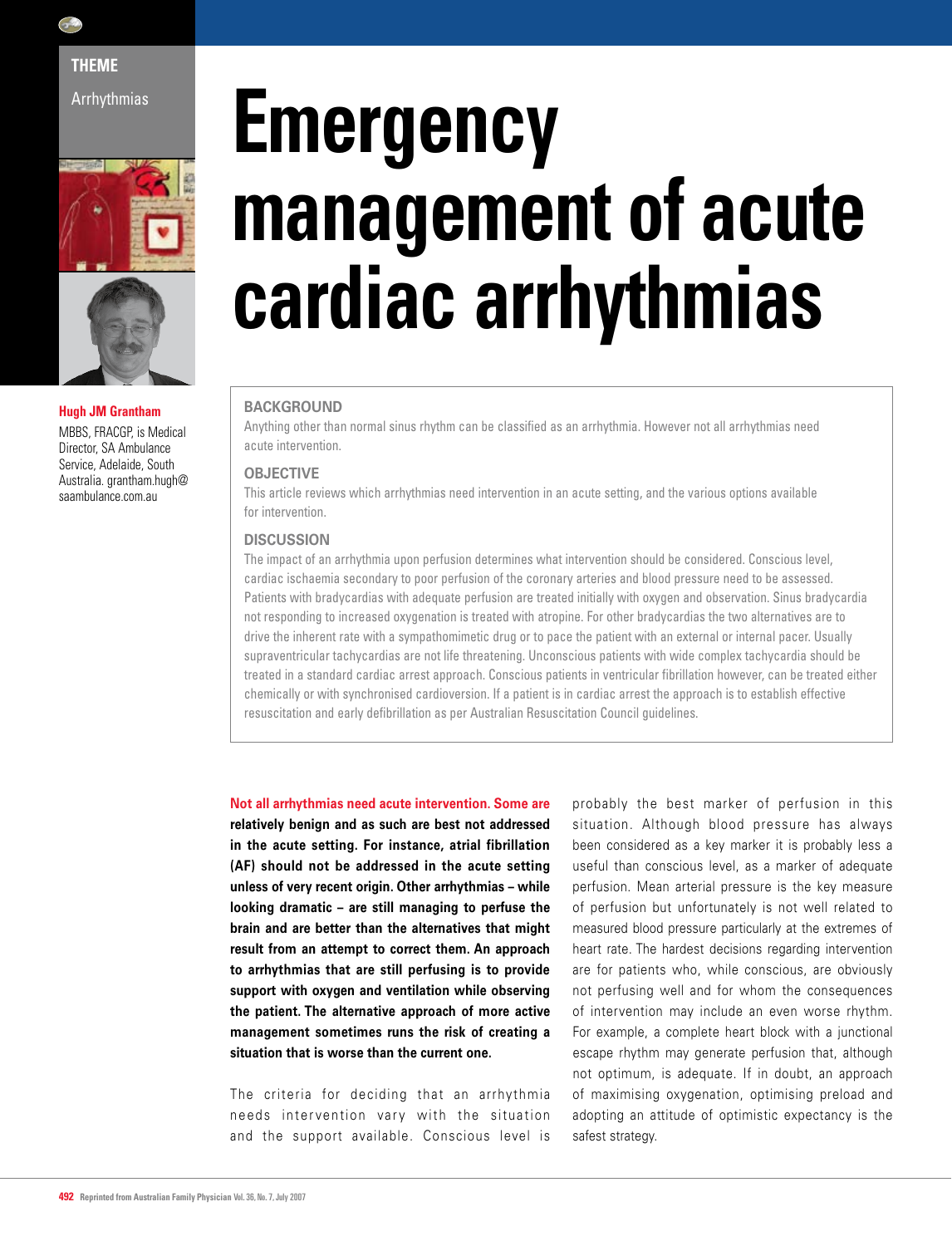THEME

Arrhythmias

# Emergency management of acute cardiac arrhythmias

**Hugh JM Grantham**

MBBS, FRACGP, is Medical Director, SA Ambulance Service, Adelaide, South Australia. grantham.hugh@saambulance.com.au

## BACKGROUND

Anything other than normal sinus rhythm can be classified as an arrhythmia. However not all arrhythmias need acute intervention.

## OBJECTIVE

This article reviews which arrhythmias need intervention in an acute setting, and the various options available for intervention.

## DISCUSSION

The impact of an arrhythmia upon perfusion determines what intervention should be considered. Conscious level, cardiac ischaemia secondary to poor perfusion of the coronary arteries and blood pressure need to be assessed. Patients with bradycardias with adequate perfusion are treated initially with oxygen and observation. Sinus bradycardia not responding to increased oxygenation is treated with atropine. For other bradycardias the two alternatives are to drive the inherent rate with a sympathomimetic drug or to pace the patient with an external or internal pacer. Usually supraventricular tachycardias are not life threatening. Unconscious patients with wide complex tachycardia should be treated in a standard cardiac arrest approach. Conscious patients in ventricular fibrillation however, can be treated either chemically or with synchronised cardioversion. If a patient is in cardiac arrest the approach is to establish effective resuscitation and early defibrillation as per Australian Resuscitation Council guidelines.

**Not all arrhythmias need acute intervention. Some are relatively benign and as such are best not addressed in the acute setting. For instance, atrial fibrillation (AF) should not be addressed in the acute setting unless of very recent origin. Other arrhythmias – while looking dramatic – are still managing to perfuse the brain and are better than the alternatives that might result from an attempt to correct them. An approach to arrhythmias that are still perfusing is to provide support with oxygen and ventilation while observing the patient. The alternative approach of more active management sometimes runs the risk of creating a situation that is worse than the current one.**

The criteria for deciding that an arrhythmia needs intervention vary with the situation and the support available. Conscious level is probably the best marker of perfusion in this situation. Although blood pressure has always been considered as a key marker it is probably less a useful than conscious level, as a marker of adequate perfusion. Mean arterial pressure is the key measure of perfusion but unfortunately is not well related to measured blood pressure particularly at the extremes of heart rate. The hardest decisions regarding intervention are for patients who, while conscious, are obviously not perfusing well and for whom the consequences of intervention may include an even worse rhythm. For example, a complete heart block with a junctional escape rhythm may generate perfusion that, although not optimum, is adequate. If in doubt, an approach of maximising oxygenation, optimising preload and adopting an attitude of optimistic expectancy is the safest strategy.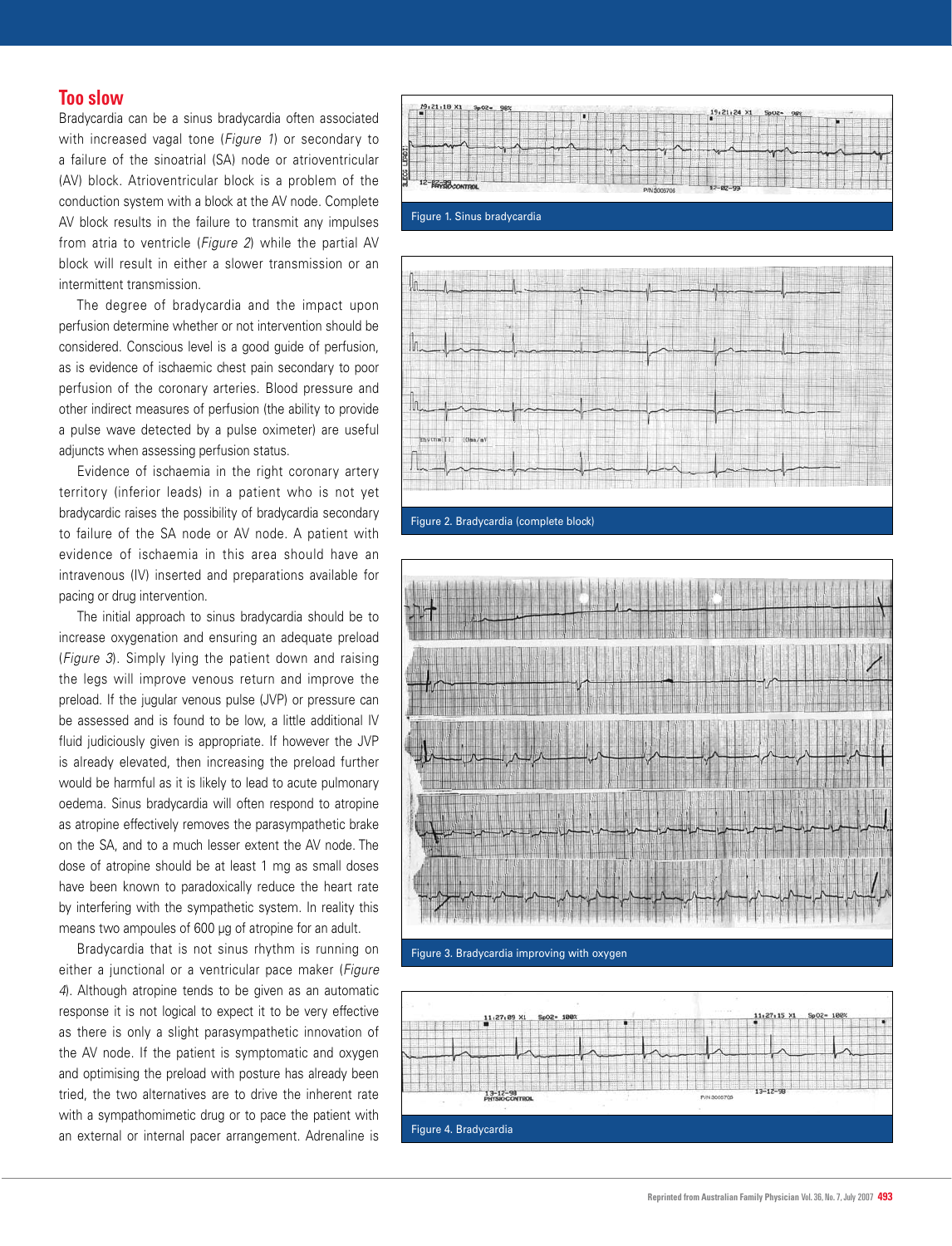## Too slow

Bradycardia can be a sinus bradycardia often associated with increased vagal tone (*Figure 1*) or secondary to a failure of the sinoatrial (SA) node or atrioventricular (AV) block. Atrioventricular block is a problem of the conduction system with a block at the AV node. Complete AV block results in the failure to transmit any impulses from atria to ventricle (*Figure 2*) while the partial AV block will result in either a slower transmission or an intermittent transmission.

The degree of bradycardia and the impact upon perfusion determine whether or not intervention should be considered. Conscious level is a good guide of perfusion, as is evidence of ischaemic chest pain secondary to poor perfusion of the coronary arteries. Blood pressure and other indirect measures of perfusion (the ability to provide a pulse wave detected by a pulse oximeter) are useful adjuncts when assessing perfusion status.

Evidence of ischaemia in the right coronary artery territory (inferior leads) in a patient who is not yet bradycardic raises the possibility of bradycardia secondary to failure of the SA node or AV node. A patient with evidence of ischaemia in this area should have an intravenous (IV) inserted and preparations available for pacing or drug intervention.

The initial approach to sinus bradycardia should be to increase oxygenation and ensuring an adequate preload (*Figure 3*). Simply lying the patient down and raising the legs will improve venous return and improve the preload. If the jugular venous pulse (JVP) or pressure can be assessed and is found to be low, a little additional IV fluid judiciously given is appropriate. If however the JVP is already elevated, then increasing the preload further would be harmful as it is likely to lead to acute pulmonary oedema. Sinus bradycardia will often respond to atropine as atropine effectively removes the parasympathetic brake on the SA, and to a much lesser extent the AV node. The dose of atropine should be at least 1 mg as small doses have been known to paradoxically reduce the heart rate by interfering with the sympathetic system. In reality this means two ampoules of 600 µg of atropine for an adult.

Bradycardia that is not sinus rhythm is running on either a junctional or a ventricular pace maker (*Figure 4*). Although atropine tends to be given as an automatic response it is not logical to expect it to be very effective as there is only a slight parasympathetic innovation of the AV node. If the patient is symptomatic and oxygen and optimising the preload with posture has already been tried, the two alternatives are to drive the inherent rate with a sympathomimetic drug or to pace the patient with an external or internal pacer arrangement. Adrenaline is

Figure 1. Sinus bradycardia

Figure 2. Bradycardia (complete block)

Figure 3. Bradycardia improving with oxygen

Figure 4. Bradycardia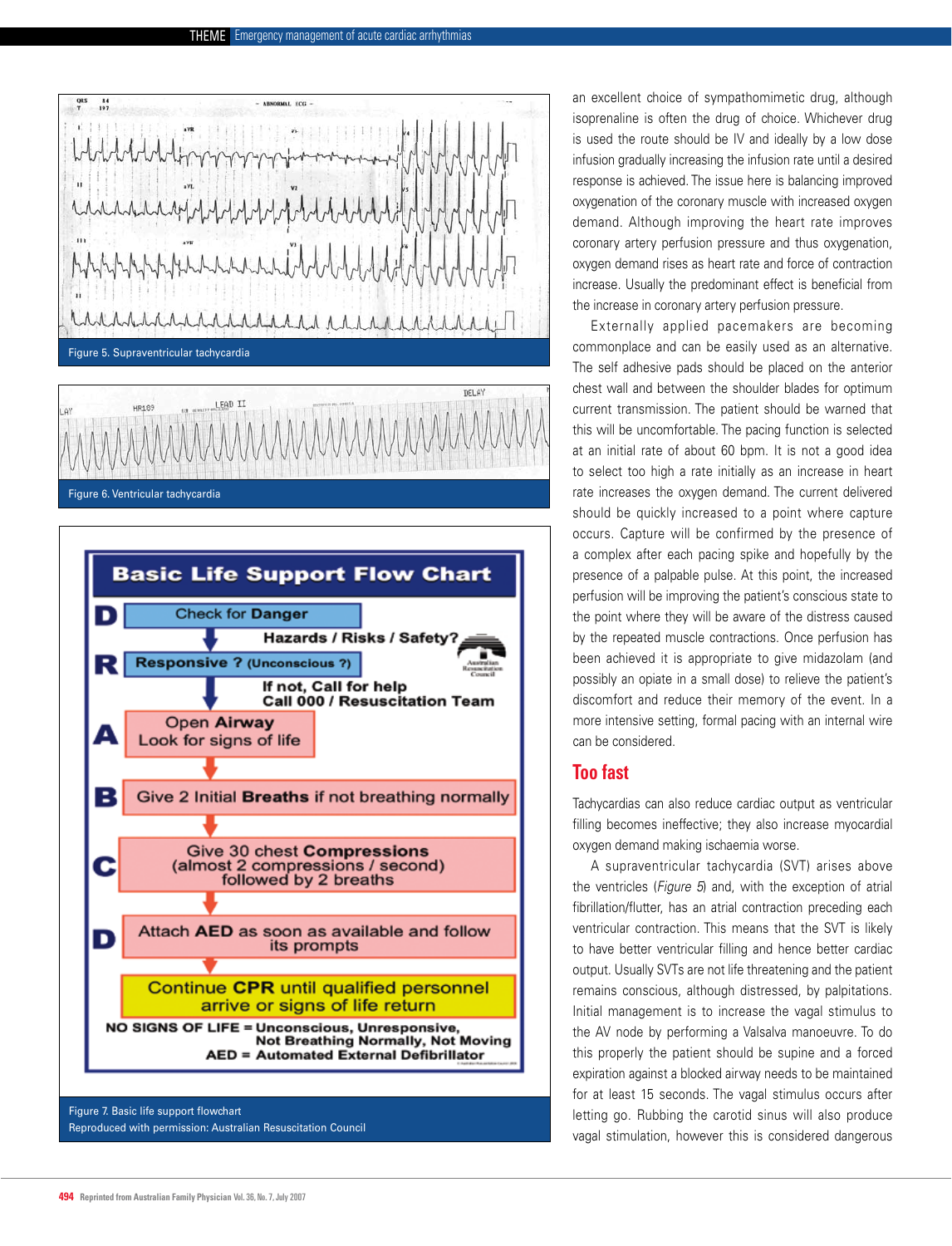Figure 5. Supraventricular tachycardia

Figure 6. Ventricular tachycardia

Figure 7. Basic life support flowchart
Reproduced with permission: Australian Resuscitation Council

an excellent choice of sympathomimetic drug, although isoprenaline is often the drug of choice. Whichever drug is used the route should be IV and ideally by a low dose infusion gradually increasing the infusion rate until a desired response is achieved. The issue here is balancing improved oxygenation of the coronary muscle with increased oxygen demand. Although improving the heart rate improves coronary artery perfusion pressure and thus oxygenation, oxygen demand rises as heart rate and force of contraction increase. Usually the predominant effect is beneficial from the increase in coronary artery perfusion pressure.

Externally applied pacemakers are becoming commonplace and can be easily used as an alternative. The self adhesive pads should be placed on the anterior chest wall and between the shoulder blades for optimum current transmission. The patient should be warned that this will be uncomfortable. The pacing function is selected at an initial rate of about 60 bpm. It is not a good idea to select too high a rate initially as an increase in heart rate increases the oxygen demand. The current delivered should be quickly increased to a point where capture occurs. Capture will be confirmed by the presence of a complex after each pacing spike and hopefully by the presence of a palpable pulse. At this point, the increased perfusion will be improving the patient's conscious state to the point where they will be aware of the distress caused by the repeated muscle contractions. Once perfusion has been achieved it is appropriate to give midazolam (and possibly an opiate in a small dose) to relieve the patient's discomfort and reduce their memory of the event. In a more intensive setting, formal pacing with an internal wire can be considered.

## Too fast

Tachycardias can also reduce cardiac output as ventricular filling becomes ineffective; they also increase myocardial oxygen demand making ischaemia worse.

A supraventricular tachycardia (SVT) arises above the ventricles (*Figure 5*) and, with the exception of atrial fibrillation/flutter, has an atrial contraction preceding each ventricular contraction. This means that the SVT is likely to have better ventricular filling and hence better cardiac output. Usually SVTs are not life threatening and the patient remains conscious, although distressed, by palpitations. Initial management is to increase the vagal stimulus to the AV node by performing a Valsalva manoeuvre. To do this properly the patient should be supine and a forced expiration against a blocked airway needs to be maintained for at least 15 seconds. The vagal stimulus occurs after letting go. Rubbing the carotid sinus will also produce vagal stimulation, however this is considered dangerous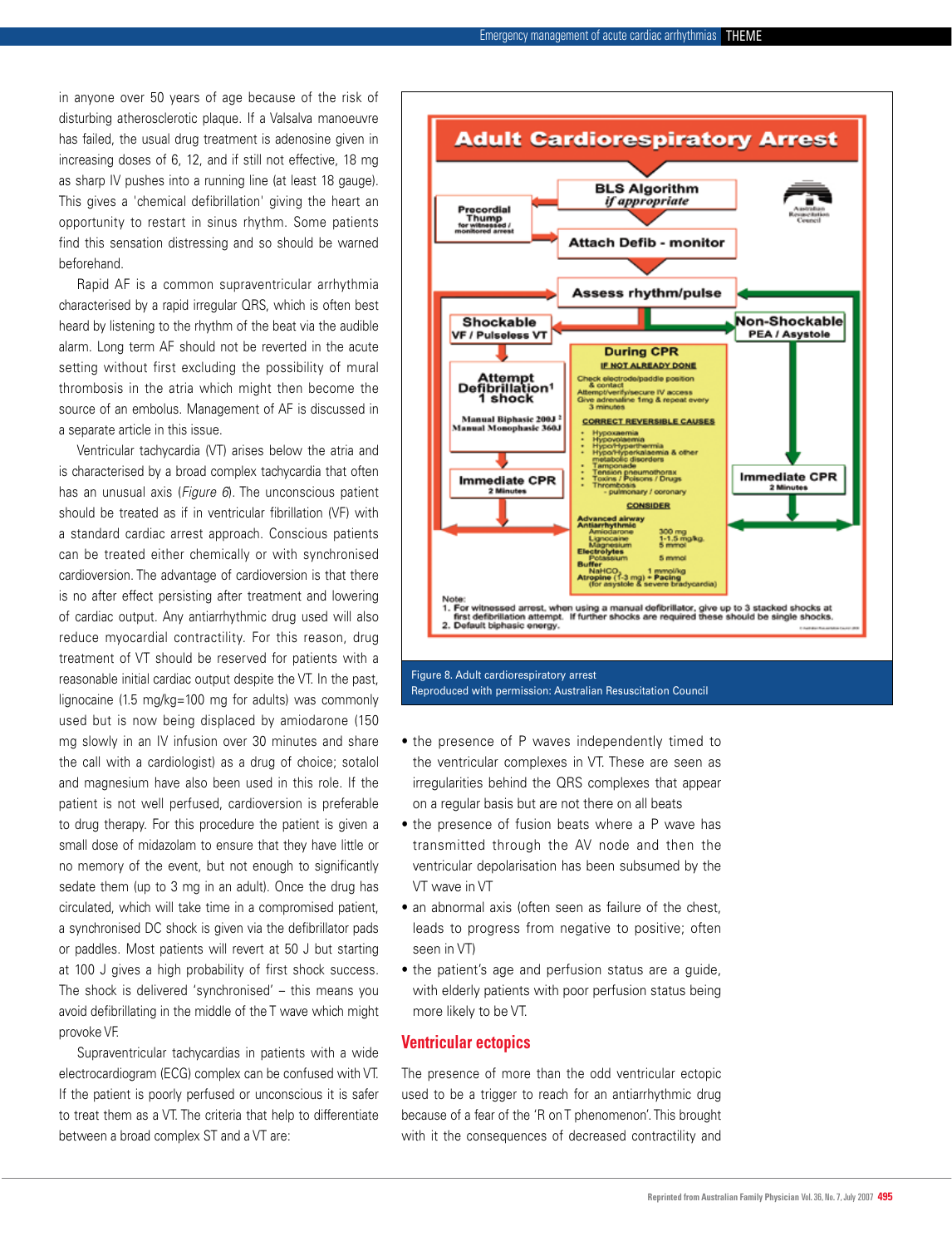in anyone over 50 years of age because of the risk of disturbing atherosclerotic plaque. If a Valsalva manoeuvre has failed, the usual drug treatment is adenosine given in increasing doses of 6, 12, and if still not effective, 18 mg as sharp IV pushes into a running line (at least 18 gauge). This gives a 'chemical defibrillation' giving the heart an opportunity to restart in sinus rhythm. Some patients find this sensation distressing and so should be warned beforehand.

Rapid AF is a common supraventricular arrhythmia characterised by a rapid irregular QRS, which is often best heard by listening to the rhythm of the beat via the audible alarm. Long term AF should not be reverted in the acute setting without first excluding the possibility of mural thrombosis in the atria which might then become the source of an embolus. Management of AF is discussed in a separate article in this issue.

Ventricular tachycardia (VT) arises below the atria and is characterised by a broad complex tachycardia that often has an unusual axis (*Figure 6*). The unconscious patient should be treated as if in ventricular fibrillation (VF) with a standard cardiac arrest approach. Conscious patients can be treated either chemically or with synchronised cardioversion. The advantage of cardioversion is that there is no after effect persisting after treatment and lowering of cardiac output. Any antiarrhythmic drug used will also reduce myocardial contractility. For this reason, drug treatment of VT should be reserved for patients with a reasonable initial cardiac output despite the VT. In the past, lignocaine (1.5 mg/kg=100 mg for adults) was commonly used but is now being displaced by amiodarone (150 mg slowly in an IV infusion over 30 minutes and share the call with a cardiologist) as a drug of choice; sotalol and magnesium have also been used in this role. If the patient is not well perfused, cardioversion is preferable to drug therapy. For this procedure the patient is given a small dose of midazolam to ensure that they have little or no memory of the event, but not enough to significantly sedate them (up to 3 mg in an adult). Once the drug has circulated, which will take time in a compromised patient, a synchronised DC shock is given via the defibrillator pads or paddles. Most patients will revert at 50 J but starting at 100 J gives a high probability of first shock success. The shock is delivered 'synchronised' – this means you avoid defibrillating in the middle of the T wave which might provoke VF.

Supraventricular tachycardias in patients with a wide electrocardiogram (ECG) complex can be confused with VT. If the patient is poorly perfused or unconscious it is safer to treat them as a VT. The criteria that help to differentiate between a broad complex ST and a VT are:

- the presence of P waves independently timed to the ventricular complexes in VT. These are seen as irregularities behind the QRS complexes that appear on a regular basis but are not there on all beats
- the presence of fusion beats where a P wave has transmitted through the AV node and then the ventricular depolarisation has been subsumed by the VT wave in VT
- an abnormal axis (often seen as failure of the chest, leads to progress from negative to positive; often seen in VT)
- the patient's age and perfusion status are a guide, with elderly patients with poor perfusion status being more likely to be VT.

Figure 8. Adult cardiorespiratory arrest
Reproduced with permission: Australian Resuscitation Council

## Ventricular ectopics

The presence of more than the odd ventricular ectopic used to be a trigger to reach for an antiarrhythmic drug because of a fear of the 'R on T phenomenon'. This brought with it the consequences of decreased contractility and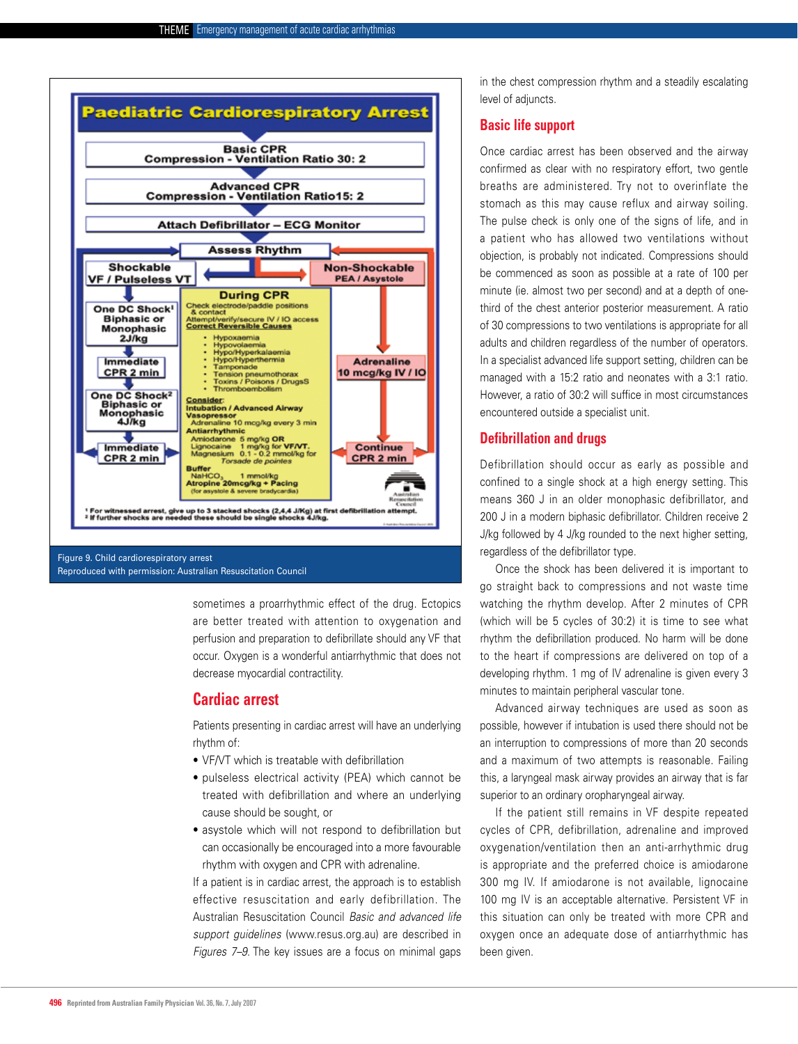**Paediatric Cardiorespiratory Arrest**

**Basic CPR**
**Compression - Ventilation Ratio 30: 2**

**Advanced CPR**
**Compression - Ventilation Ratio15: 2**

**Attach Defibrillator – ECG Monitor**

**Assess Rhythm**

**Shockable**
**VF / Pulseless VT**

**One DC Shock[1]**
**Biphasic or Monophasic**
**2J/kg**

**Immediate CPR 2 min**

**One DC Shock[2]**
**Biphasic or Monophasic**
**4J/kg**

**Immediate CPR 2 min**

**During CPR**
Check electrode/paddle positions & contact
Attempt/verify/secure IV / IO access
Correct Reversible Causes
- Hypoxaemia
- Hypovolaemia
- Hypo/Hyperkalaemia
- Hypo/Hyperthermia
- Tamponade
- Tension pneumothorax
- Toxins / Poisons / DrugsS
- Thromboembolism

Consider:
Intubation / Advanced Airway
Vasopressor
Adrenaline 10 mcg/kg every 3 min
Antiarrhythmic
Amiodarone 5 mg/kg OR
Lignocaine 1 mg/kg for VF/VT.
Magnesium 0.1 - 0.2 mmol/kg for *Torsade de pointes*
Buffer
$NaHCO_3$ 1 mmol/kg
Atropine 20mcg/kg + Pacing
(for asystole & severe bradycardia)

**Non-Shockable**
**PEA / Asystole**

**Adrenaline**
**10 mcg/kg IV / IO**

**Continue CPR 2 min**

Australian Resuscitation Council

[1] For witnessed arrest, give up to 3 stacked shocks (2,4,4 J/Kg) at first defibrillation attempt.
[2] If further shocks are needed these should be single shocks 4J/kg.

Figure 9. Child cardiorespiratory arrest
Reproduced with permission: Australian Resuscitation Council

sometimes a proarrhythmic effect of the drug. Ectopics are better treated with attention to oxygenation and perfusion and preparation to defibrillate should any VF that occur. Oxygen is a wonderful antiarrhythmic that does not decrease myocardial contractility.

## Cardiac arrest

Patients presenting in cardiac arrest will have an underlying rhythm of:

- VF/VT which is treatable with defibrillation
- pulseless electrical activity (PEA) which cannot be treated with defibrillation and where an underlying cause should be sought, or
- asystole which will not respond to defibrillation but can occasionally be encouraged into a more favourable rhythm with oxygen and CPR with adrenaline.

If a patient is in cardiac arrest, the approach is to establish effective resuscitation and early defibrillation. The Australian Resuscitation Council *Basic and advanced life support guidelines* (www.resus.org.au) are described in *Figures 7–9*. The key issues are a focus on minimal gaps in the chest compression rhythm and a steadily escalating level of adjuncts.

## Basic life support

Once cardiac arrest has been observed and the airway confirmed as clear with no respiratory effort, two gentle breaths are administered. Try not to overinflate the stomach as this may cause reflux and airway soiling. The pulse check is only one of the signs of life, and in a patient who has allowed two ventilations without objection, is probably not indicated. Compressions should be commenced as soon as possible at a rate of 100 per minute (ie. almost two per second) and at a depth of one-third of the chest anterior posterior measurement. A ratio of 30 compressions to two ventilations is appropriate for all adults and children regardless of the number of operators. In a specialist advanced life support setting, children can be managed with a 15:2 ratio and neonates with a 3:1 ratio. However, a ratio of 30:2 will suffice in most circumstances encountered outside a specialist unit.

## Defibrillation and drugs

Defibrillation should occur as early as possible and confined to a single shock at a high energy setting. This means 360 J in an older monophasic defibrillator, and 200 J in a modern biphasic defibrillator. Children receive 2 J/kg followed by 4 J/kg rounded to the next higher setting, regardless of the defibrillator type.

Once the shock has been delivered it is important to go straight back to compressions and not waste time watching the rhythm develop. After 2 minutes of CPR (which will be 5 cycles of 30:2) it is time to see what rhythm the defibrillation produced. No harm will be done to the heart if compressions are delivered on top of a developing rhythm. 1 mg of IV adrenaline is given every 3 minutes to maintain peripheral vascular tone.

Advanced airway techniques are used as soon as possible, however if intubation is used there should not be an interruption to compressions of more than 20 seconds and a maximum of two attempts is reasonable. Failing this, a laryngeal mask airway provides an airway that is far superior to an ordinary oropharyngeal airway.

If the patient still remains in VF despite repeated cycles of CPR, defibrillation, adrenaline and improved oxygenation/ventilation then an anti-arrhythmic drug is appropriate and the preferred choice is amiodarone 300 mg IV. If amiodarone is not available, lignocaine 100 mg IV is an acceptable alternative. Persistent VF in this situation can only be treated with more CPR and oxygen once an adequate dose of antiarrhythmic has been given.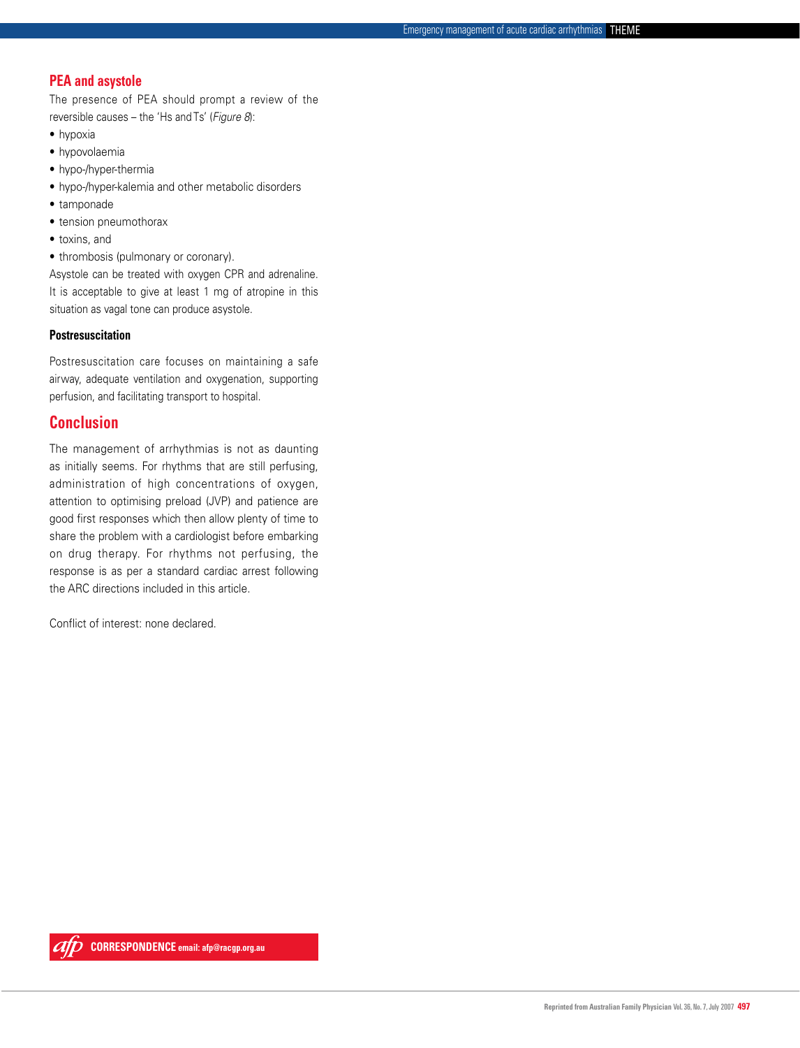## PEA and asystole

The presence of PEA should prompt a review of the reversible causes – the 'Hs and Ts' (*Figure 8*):

- hypoxia
- hypovolaemia
- hypo-/hyper-thermia
- hypo-/hyper-kalemia and other metabolic disorders
- tamponade
- tension pneumothorax
- toxins, and
- thrombosis (pulmonary or coronary).

Asystole can be treated with oxygen CPR and adrenaline. It is acceptable to give at least 1 mg of atropine in this situation as vagal tone can produce asystole.

### Postresuscitation

Postresuscitation care focuses on maintaining a safe airway, adequate ventilation and oxygenation, supporting perfusion, and facilitating transport to hospital.

## Conclusion

The management of arrhythmias is not as daunting as initially seems. For rhythms that are still perfusing, administration of high concentrations of oxygen, attention to optimising preload (JVP) and patience are good first responses which then allow plenty of time to share the problem with a cardiologist before embarking on drug therapy. For rhythms not perfusing, the response is as per a standard cardiac arrest following the ARC directions included in this article.

Conflict of interest: none declared.

**CORRESPONDENCE** email: afp@racgp.org.au